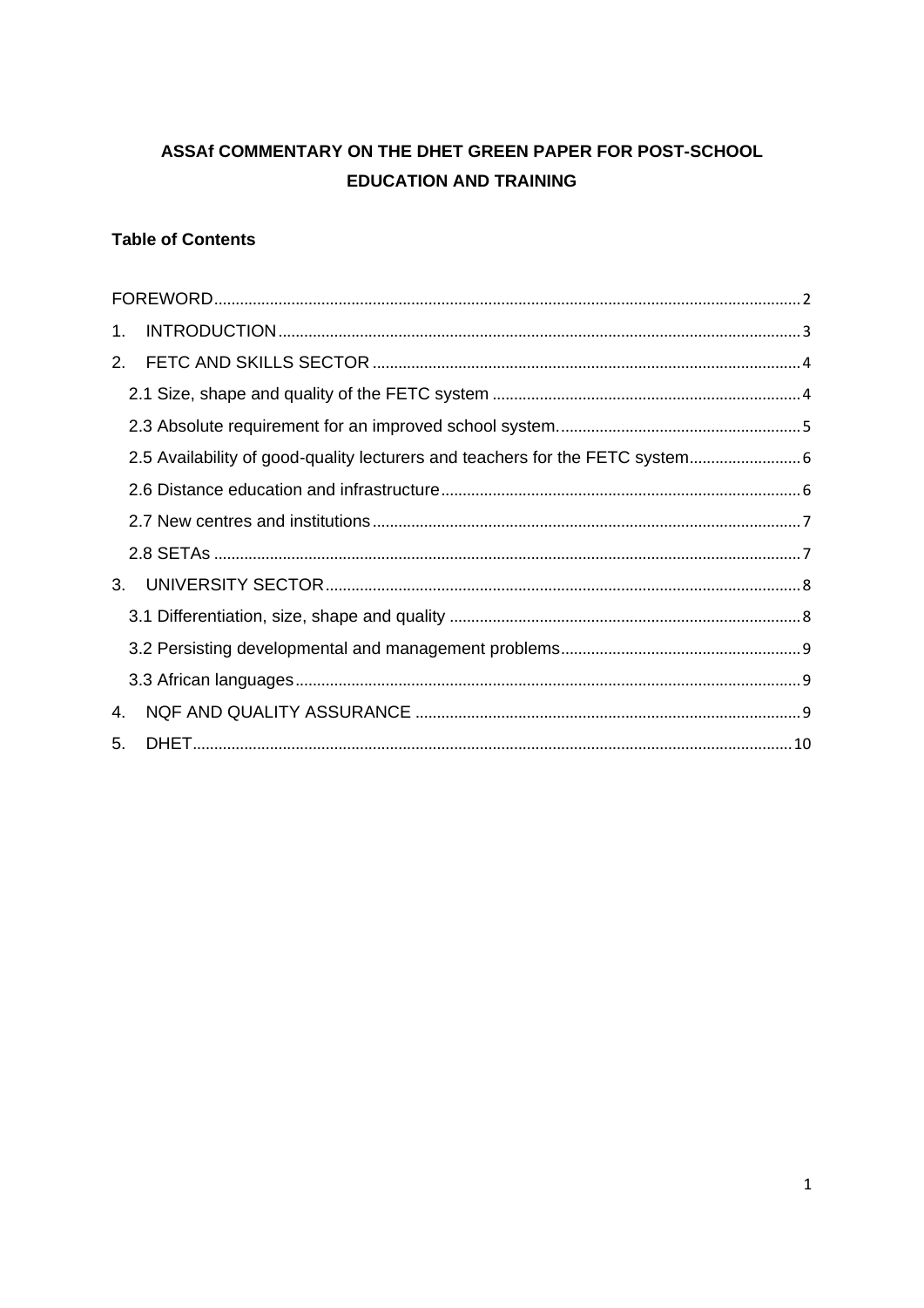# ASSAf COMMENTARY ON THE DHET GREEN PAPER FOR POST-SCHOOL EDUCATION AND TRAINING

**Table of Contents**

FOREWORD ........ 2

1. INTRODUCTION ........ 3
2. FETC AND SKILLS SECTOR ........ 4
   - 2.1 Size, shape and quality of the FETC system ........ 4
   - 2.3 Absolute requirement for an improved school system. ........ 5
   - 2.5 Availability of good-quality lecturers and teachers for the FETC system ........ 6
   - 2.6 Distance education and infrastructure ........ 6
   - 2.7 New centres and institutions ........ 7
   - 2.8 SETAs ........ 7
3. UNIVERSITY SECTOR ........ 8
   - 3.1 Differentiation, size, shape and quality ........ 8
   - 3.2 Persisting developmental and management problems ........ 9
   - 3.3 African languages ........ 9
4. NQF AND QUALITY ASSURANCE ........ 9
5. DHET ........ 10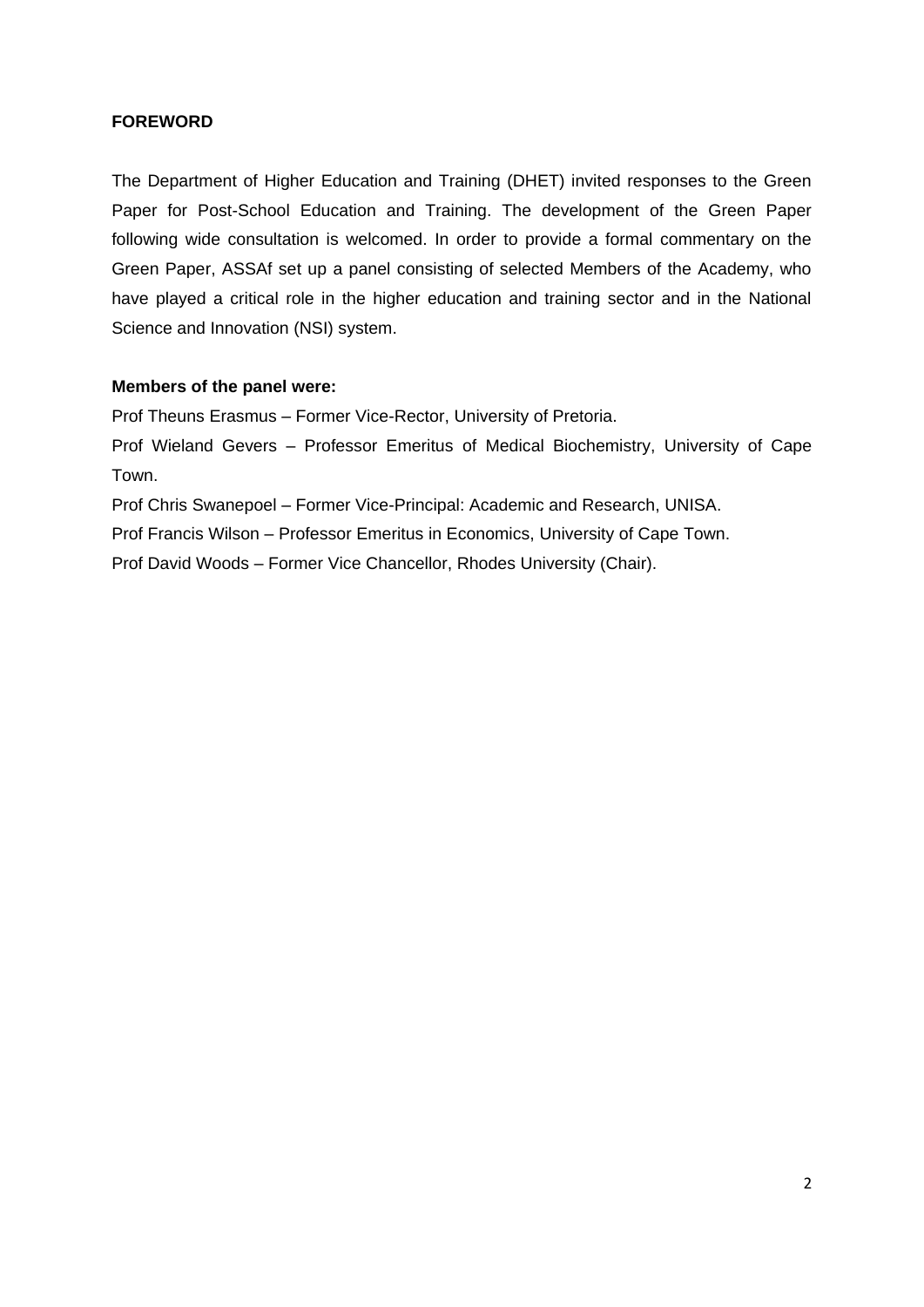## FOREWORD

The Department of Higher Education and Training (DHET) invited responses to the Green Paper for Post-School Education and Training. The development of the Green Paper following wide consultation is welcomed. In order to provide a formal commentary on the Green Paper, ASSAf set up a panel consisting of selected Members of the Academy, who have played a critical role in the higher education and training sector and in the National Science and Innovation (NSI) system.

**Members of the panel were:**

Prof Theuns Erasmus – Former Vice-Rector, University of Pretoria.

Prof Wieland Gevers – Professor Emeritus of Medical Biochemistry, University of Cape Town.

Prof Chris Swanepoel – Former Vice-Principal: Academic and Research, UNISA.

Prof Francis Wilson – Professor Emeritus in Economics, University of Cape Town.

Prof David Woods – Former Vice Chancellor, Rhodes University (Chair).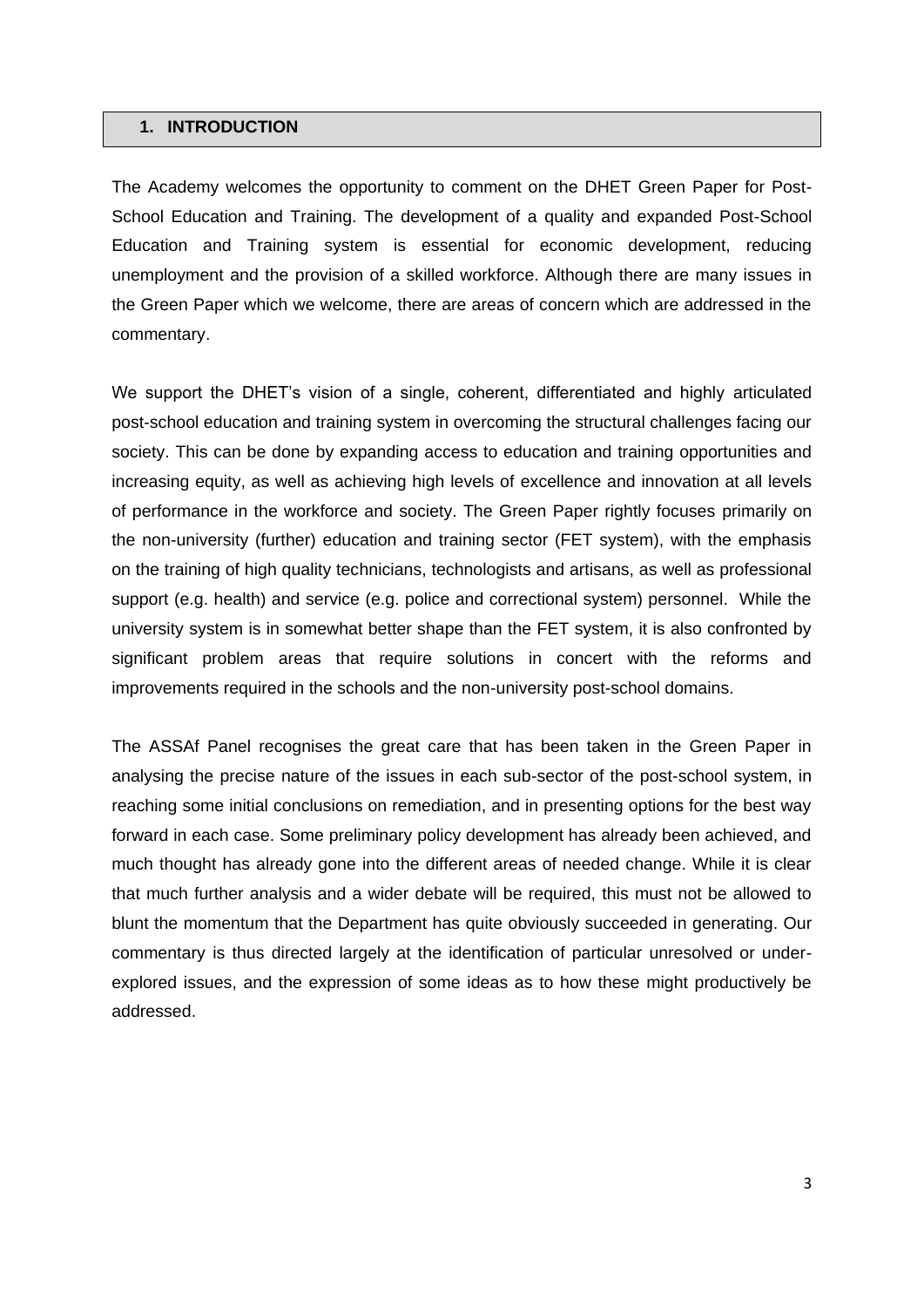## 1. INTRODUCTION

The Academy welcomes the opportunity to comment on the DHET Green Paper for Post-School Education and Training. The development of a quality and expanded Post-School Education and Training system is essential for economic development, reducing unemployment and the provision of a skilled workforce. Although there are many issues in the Green Paper which we welcome, there are areas of concern which are addressed in the commentary.

We support the DHET's vision of a single, coherent, differentiated and highly articulated post-school education and training system in overcoming the structural challenges facing our society. This can be done by expanding access to education and training opportunities and increasing equity, as well as achieving high levels of excellence and innovation at all levels of performance in the workforce and society. The Green Paper rightly focuses primarily on the non-university (further) education and training sector (FET system), with the emphasis on the training of high quality technicians, technologists and artisans, as well as professional support (e.g. health) and service (e.g. police and correctional system) personnel. While the university system is in somewhat better shape than the FET system, it is also confronted by significant problem areas that require solutions in concert with the reforms and improvements required in the schools and the non-university post-school domains.

The ASSAf Panel recognises the great care that has been taken in the Green Paper in analysing the precise nature of the issues in each sub-sector of the post-school system, in reaching some initial conclusions on remediation, and in presenting options for the best way forward in each case. Some preliminary policy development has already been achieved, and much thought has already gone into the different areas of needed change. While it is clear that much further analysis and a wider debate will be required, this must not be allowed to blunt the momentum that the Department has quite obviously succeeded in generating. Our commentary is thus directed largely at the identification of particular unresolved or under-explored issues, and the expression of some ideas as to how these might productively be addressed.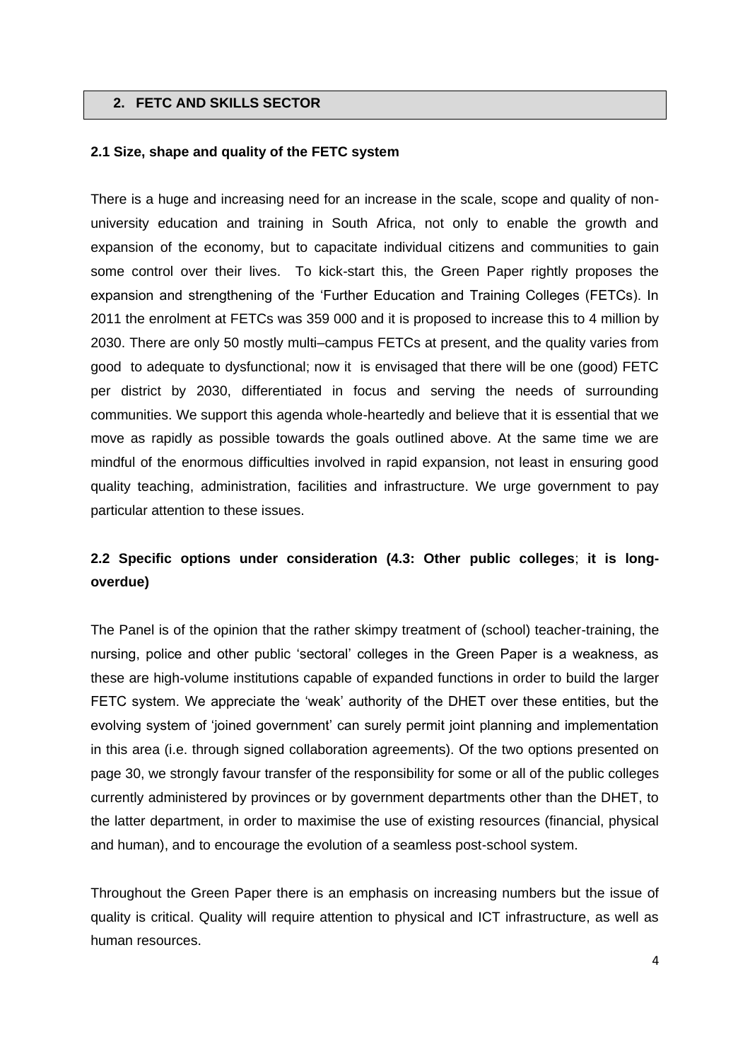## 2. FETC AND SKILLS SECTOR

### 2.1 Size, shape and quality of the FETC system

There is a huge and increasing need for an increase in the scale, scope and quality of non-university education and training in South Africa, not only to enable the growth and expansion of the economy, but to capacitate individual citizens and communities to gain some control over their lives. To kick-start this, the Green Paper rightly proposes the expansion and strengthening of the 'Further Education and Training Colleges (FETCs). In 2011 the enrolment at FETCs was 359 000 and it is proposed to increase this to 4 million by 2030. There are only 50 mostly multi–campus FETCs at present, and the quality varies from good to adequate to dysfunctional; now it is envisaged that there will be one (good) FETC per district by 2030, differentiated in focus and serving the needs of surrounding communities. We support this agenda whole-heartedly and believe that it is essential that we move as rapidly as possible towards the goals outlined above. At the same time we are mindful of the enormous difficulties involved in rapid expansion, not least in ensuring good quality teaching, administration, facilities and infrastructure. We urge government to pay particular attention to these issues.

### 2.2 Specific options under consideration (4.3: Other public colleges; it is long-overdue)

The Panel is of the opinion that the rather skimpy treatment of (school) teacher-training, the nursing, police and other public 'sectoral' colleges in the Green Paper is a weakness, as these are high-volume institutions capable of expanded functions in order to build the larger FETC system. We appreciate the 'weak' authority of the DHET over these entities, but the evolving system of 'joined government' can surely permit joint planning and implementation in this area (i.e. through signed collaboration agreements). Of the two options presented on page 30, we strongly favour transfer of the responsibility for some or all of the public colleges currently administered by provinces or by government departments other than the DHET, to the latter department, in order to maximise the use of existing resources (financial, physical and human), and to encourage the evolution of a seamless post-school system.

Throughout the Green Paper there is an emphasis on increasing numbers but the issue of quality is critical. Quality will require attention to physical and ICT infrastructure, as well as human resources.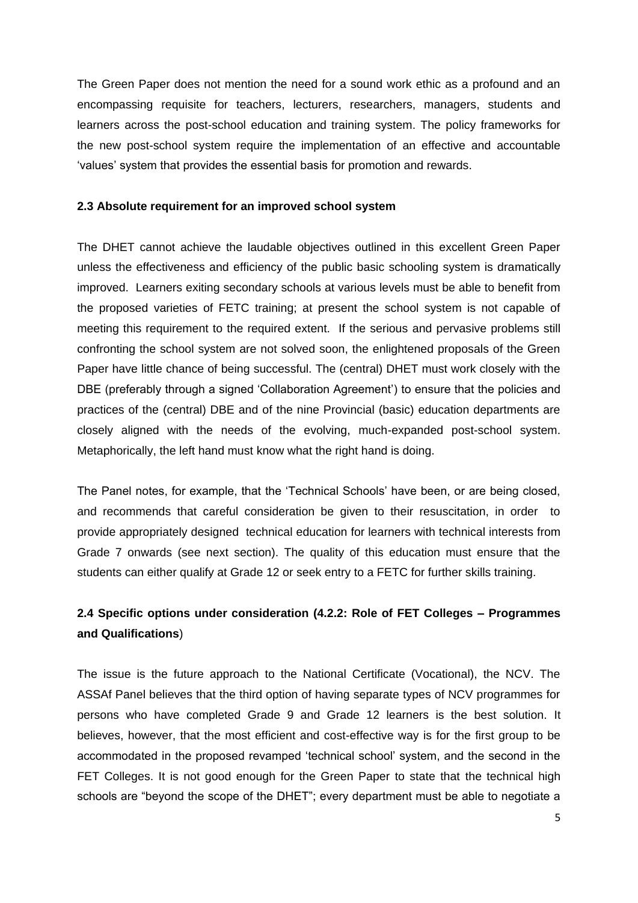The Green Paper does not mention the need for a sound work ethic as a profound and an encompassing requisite for teachers, lecturers, researchers, managers, students and learners across the post-school education and training system. The policy frameworks for the new post-school system require the implementation of an effective and accountable 'values' system that provides the essential basis for promotion and rewards.

### 2.3 Absolute requirement for an improved school system

The DHET cannot achieve the laudable objectives outlined in this excellent Green Paper unless the effectiveness and efficiency of the public basic schooling system is dramatically improved. Learners exiting secondary schools at various levels must be able to benefit from the proposed varieties of FETC training; at present the school system is not capable of meeting this requirement to the required extent. If the serious and pervasive problems still confronting the school system are not solved soon, the enlightened proposals of the Green Paper have little chance of being successful. The (central) DHET must work closely with the DBE (preferably through a signed 'Collaboration Agreement') to ensure that the policies and practices of the (central) DBE and of the nine Provincial (basic) education departments are closely aligned with the needs of the evolving, much-expanded post-school system. Metaphorically, the left hand must know what the right hand is doing.

The Panel notes, for example, that the 'Technical Schools' have been, or are being closed, and recommends that careful consideration be given to their resuscitation, in order to provide appropriately designed technical education for learners with technical interests from Grade 7 onwards (see next section). The quality of this education must ensure that the students can either qualify at Grade 12 or seek entry to a FETC for further skills training.

### 2.4 Specific options under consideration (4.2.2: Role of FET Colleges – Programmes and Qualifications)

The issue is the future approach to the National Certificate (Vocational), the NCV. The ASSAf Panel believes that the third option of having separate types of NCV programmes for persons who have completed Grade 9 and Grade 12 learners is the best solution. It believes, however, that the most efficient and cost-effective way is for the first group to be accommodated in the proposed revamped 'technical school' system, and the second in the FET Colleges. It is not good enough for the Green Paper to state that the technical high schools are "beyond the scope of the DHET"; every department must be able to negotiate a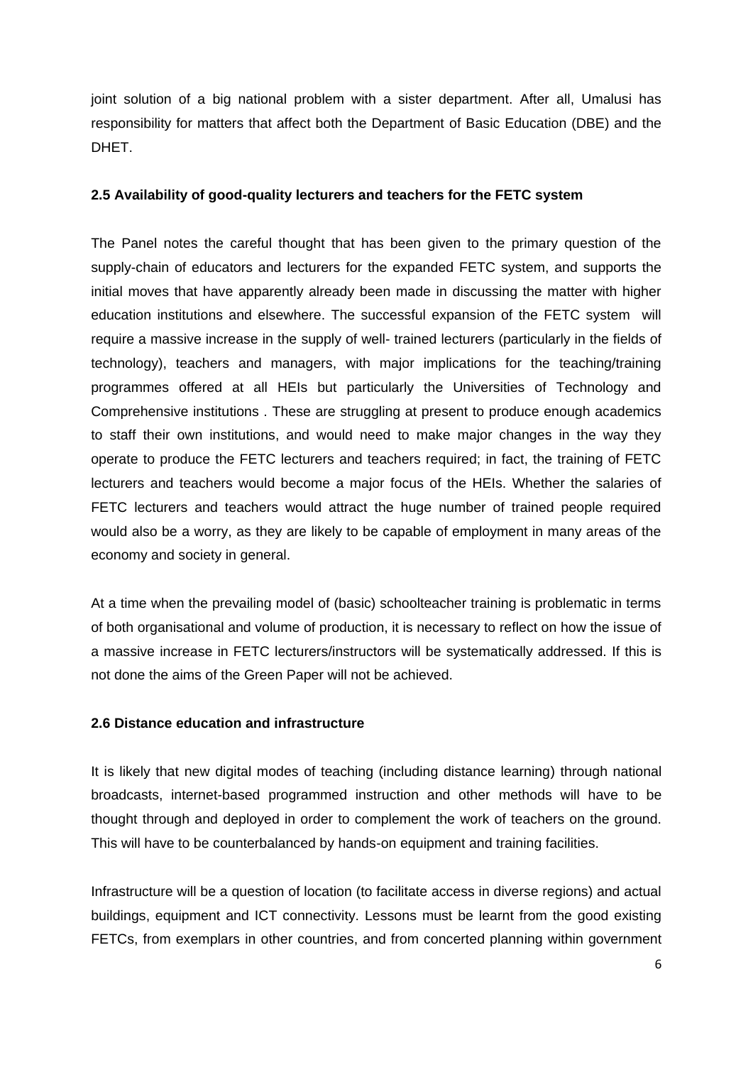joint solution of a big national problem with a sister department. After all, Umalusi has responsibility for matters that affect both the Department of Basic Education (DBE) and the DHET.

**2.5 Availability of good-quality lecturers and teachers for the FETC system**

The Panel notes the careful thought that has been given to the primary question of the supply-chain of educators and lecturers for the expanded FETC system, and supports the initial moves that have apparently already been made in discussing the matter with higher education institutions and elsewhere. The successful expansion of the FETC system will require a massive increase in the supply of well- trained lecturers (particularly in the fields of technology), teachers and managers, with major implications for the teaching/training programmes offered at all HEIs but particularly the Universities of Technology and Comprehensive institutions . These are struggling at present to produce enough academics to staff their own institutions, and would need to make major changes in the way they operate to produce the FETC lecturers and teachers required; in fact, the training of FETC lecturers and teachers would become a major focus of the HEIs. Whether the salaries of FETC lecturers and teachers would attract the huge number of trained people required would also be a worry, as they are likely to be capable of employment in many areas of the economy and society in general.

At a time when the prevailing model of (basic) schoolteacher training is problematic in terms of both organisational and volume of production, it is necessary to reflect on how the issue of a massive increase in FETC lecturers/instructors will be systematically addressed. If this is not done the aims of the Green Paper will not be achieved.

**2.6 Distance education and infrastructure**

It is likely that new digital modes of teaching (including distance learning) through national broadcasts, internet-based programmed instruction and other methods will have to be thought through and deployed in order to complement the work of teachers on the ground. This will have to be counterbalanced by hands-on equipment and training facilities.

Infrastructure will be a question of location (to facilitate access in diverse regions) and actual buildings, equipment and ICT connectivity. Lessons must be learnt from the good existing FETCs, from exemplars in other countries, and from concerted planning within government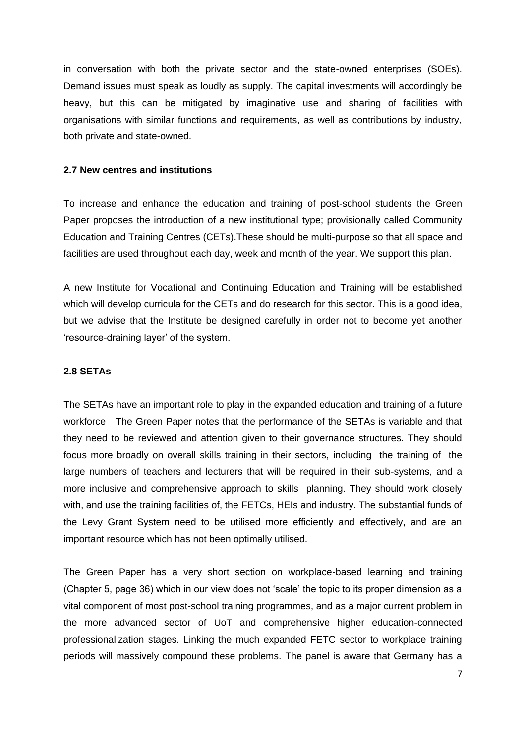in conversation with both the private sector and the state-owned enterprises (SOEs). Demand issues must speak as loudly as supply. The capital investments will accordingly be heavy, but this can be mitigated by imaginative use and sharing of facilities with organisations with similar functions and requirements, as well as contributions by industry, both private and state-owned.

### 2.7 New centres and institutions

To increase and enhance the education and training of post-school students the Green Paper proposes the introduction of a new institutional type; provisionally called Community Education and Training Centres (CETs).These should be multi-purpose so that all space and facilities are used throughout each day, week and month of the year. We support this plan.

A new Institute for Vocational and Continuing Education and Training will be established which will develop curricula for the CETs and do research for this sector. This is a good idea, but we advise that the Institute be designed carefully in order not to become yet another 'resource-draining layer' of the system.

### 2.8 SETAs

The SETAs have an important role to play in the expanded education and training of a future workforce The Green Paper notes that the performance of the SETAs is variable and that they need to be reviewed and attention given to their governance structures. They should focus more broadly on overall skills training in their sectors, including the training of the large numbers of teachers and lecturers that will be required in their sub-systems, and a more inclusive and comprehensive approach to skills planning. They should work closely with, and use the training facilities of, the FETCs, HEIs and industry. The substantial funds of the Levy Grant System need to be utilised more efficiently and effectively, and are an important resource which has not been optimally utilised.

The Green Paper has a very short section on workplace-based learning and training (Chapter 5, page 36) which in our view does not 'scale' the topic to its proper dimension as a vital component of most post-school training programmes, and as a major current problem in the more advanced sector of UoT and comprehensive higher education-connected professionalization stages. Linking the much expanded FETC sector to workplace training periods will massively compound these problems. The panel is aware that Germany has a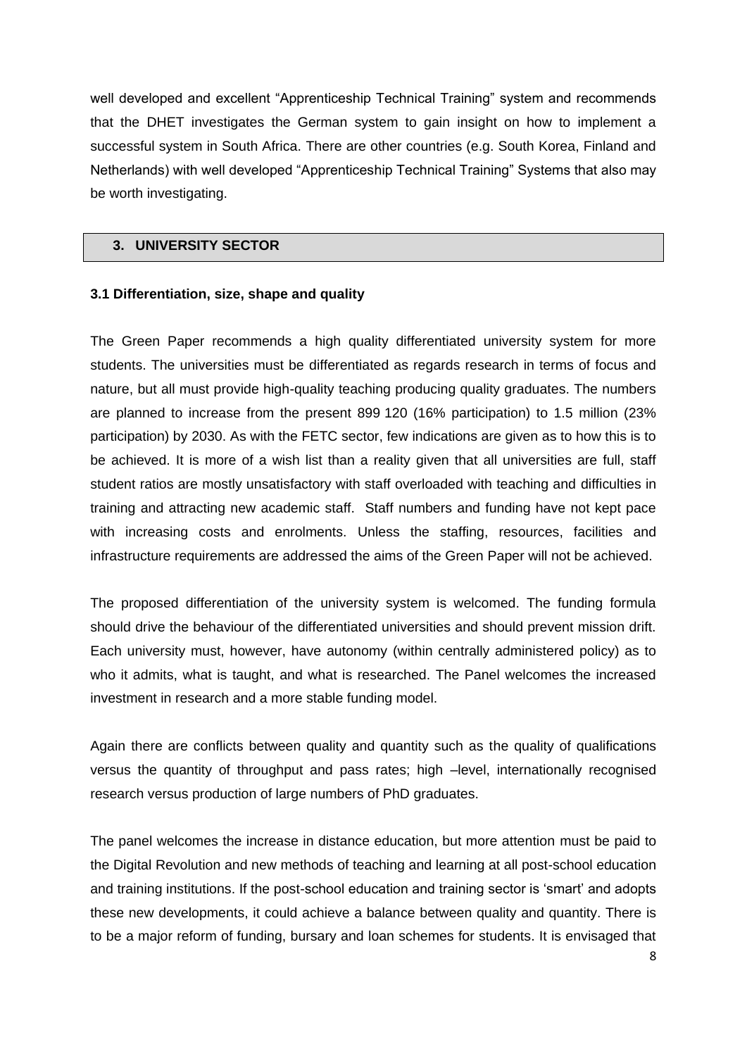well developed and excellent "Apprenticeship Technical Training" system and recommends that the DHET investigates the German system to gain insight on how to implement a successful system in South Africa. There are other countries (e.g. South Korea, Finland and Netherlands) with well developed "Apprenticeship Technical Training" Systems that also may be worth investigating.

## 3. UNIVERSITY SECTOR

### 3.1 Differentiation, size, shape and quality

The Green Paper recommends a high quality differentiated university system for more students. The universities must be differentiated as regards research in terms of focus and nature, but all must provide high-quality teaching producing quality graduates. The numbers are planned to increase from the present 899 120 (16% participation) to 1.5 million (23% participation) by 2030. As with the FETC sector, few indications are given as to how this is to be achieved. It is more of a wish list than a reality given that all universities are full, staff student ratios are mostly unsatisfactory with staff overloaded with teaching and difficulties in training and attracting new academic staff. Staff numbers and funding have not kept pace with increasing costs and enrolments. Unless the staffing, resources, facilities and infrastructure requirements are addressed the aims of the Green Paper will not be achieved.

The proposed differentiation of the university system is welcomed. The funding formula should drive the behaviour of the differentiated universities and should prevent mission drift. Each university must, however, have autonomy (within centrally administered policy) as to who it admits, what is taught, and what is researched. The Panel welcomes the increased investment in research and a more stable funding model.

Again there are conflicts between quality and quantity such as the quality of qualifications versus the quantity of throughput and pass rates; high –level, internationally recognised research versus production of large numbers of PhD graduates.

The panel welcomes the increase in distance education, but more attention must be paid to the Digital Revolution and new methods of teaching and learning at all post-school education and training institutions. If the post-school education and training sector is 'smart' and adopts these new developments, it could achieve a balance between quality and quantity. There is to be a major reform of funding, bursary and loan schemes for students. It is envisaged that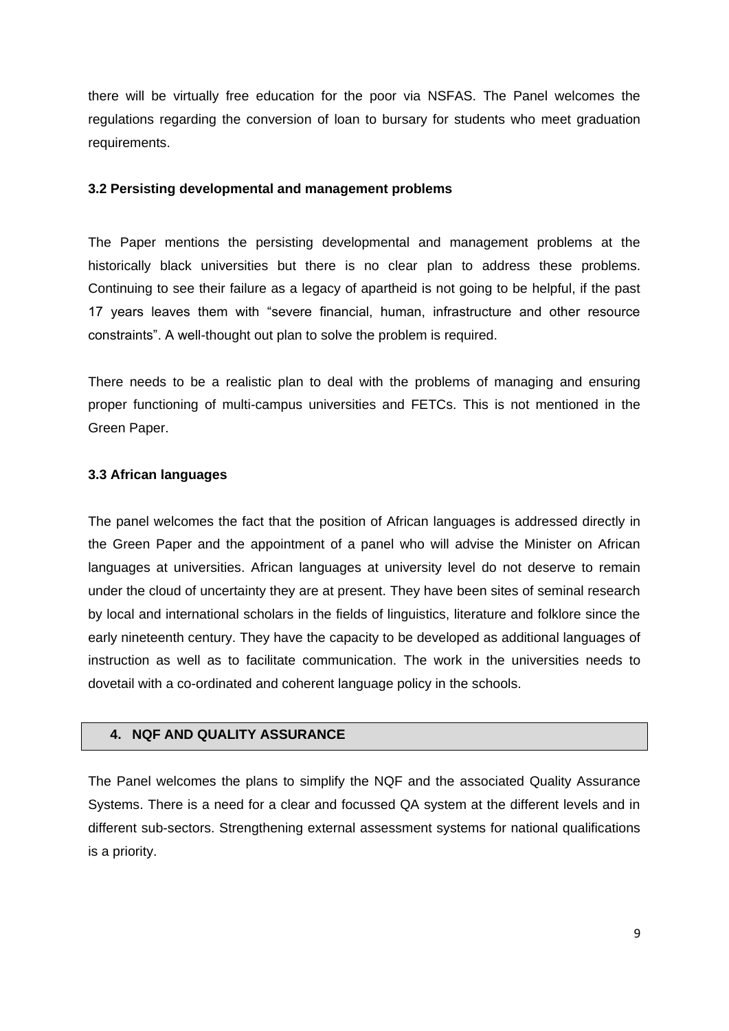there will be virtually free education for the poor via NSFAS. The Panel welcomes the regulations regarding the conversion of loan to bursary for students who meet graduation requirements.

### 3.2 Persisting developmental and management problems

The Paper mentions the persisting developmental and management problems at the historically black universities but there is no clear plan to address these problems. Continuing to see their failure as a legacy of apartheid is not going to be helpful, if the past 17 years leaves them with "severe financial, human, infrastructure and other resource constraints". A well-thought out plan to solve the problem is required.

There needs to be a realistic plan to deal with the problems of managing and ensuring proper functioning of multi-campus universities and FETCs. This is not mentioned in the Green Paper.

### 3.3 African languages

The panel welcomes the fact that the position of African languages is addressed directly in the Green Paper and the appointment of a panel who will advise the Minister on African languages at universities. African languages at university level do not deserve to remain under the cloud of uncertainty they are at present. They have been sites of seminal research by local and international scholars in the fields of linguistics, literature and folklore since the early nineteenth century. They have the capacity to be developed as additional languages of instruction as well as to facilitate communication. The work in the universities needs to dovetail with a co-ordinated and coherent language policy in the schools.

## 4. NQF AND QUALITY ASSURANCE

The Panel welcomes the plans to simplify the NQF and the associated Quality Assurance Systems. There is a need for a clear and focussed QA system at the different levels and in different sub-sectors. Strengthening external assessment systems for national qualifications is a priority.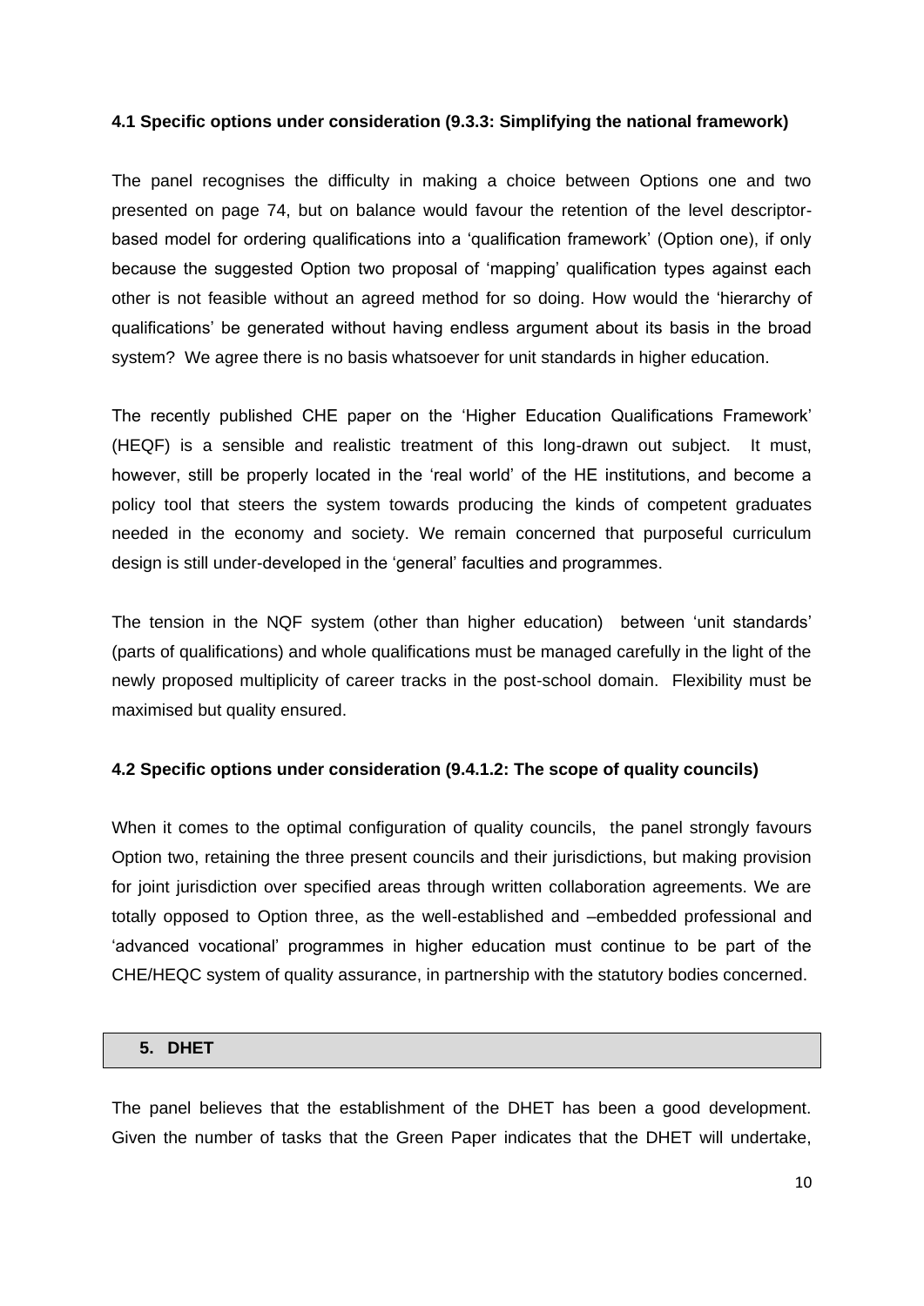#### 4.1 Specific options under consideration (9.3.3: Simplifying the national framework)

The panel recognises the difficulty in making a choice between Options one and two presented on page 74, but on balance would favour the retention of the level descriptor-based model for ordering qualifications into a 'qualification framework' (Option one), if only because the suggested Option two proposal of 'mapping' qualification types against each other is not feasible without an agreed method for so doing. How would the 'hierarchy of qualifications' be generated without having endless argument about its basis in the broad system? We agree there is no basis whatsoever for unit standards in higher education.

The recently published CHE paper on the 'Higher Education Qualifications Framework' (HEQF) is a sensible and realistic treatment of this long-drawn out subject. It must, however, still be properly located in the 'real world' of the HE institutions, and become a policy tool that steers the system towards producing the kinds of competent graduates needed in the economy and society. We remain concerned that purposeful curriculum design is still under-developed in the 'general' faculties and programmes.

The tension in the NQF system (other than higher education) between 'unit standards' (parts of qualifications) and whole qualifications must be managed carefully in the light of the newly proposed multiplicity of career tracks in the post-school domain. Flexibility must be maximised but quality ensured.

#### 4.2 Specific options under consideration (9.4.1.2: The scope of quality councils)

When it comes to the optimal configuration of quality councils, the panel strongly favours Option two, retaining the three present councils and their jurisdictions, but making provision for joint jurisdiction over specified areas through written collaboration agreements. We are totally opposed to Option three, as the well-established and –embedded professional and 'advanced vocational' programmes in higher education must continue to be part of the CHE/HEQC system of quality assurance, in partnership with the statutory bodies concerned.

## 5. DHET

The panel believes that the establishment of the DHET has been a good development. Given the number of tasks that the Green Paper indicates that the DHET will undertake,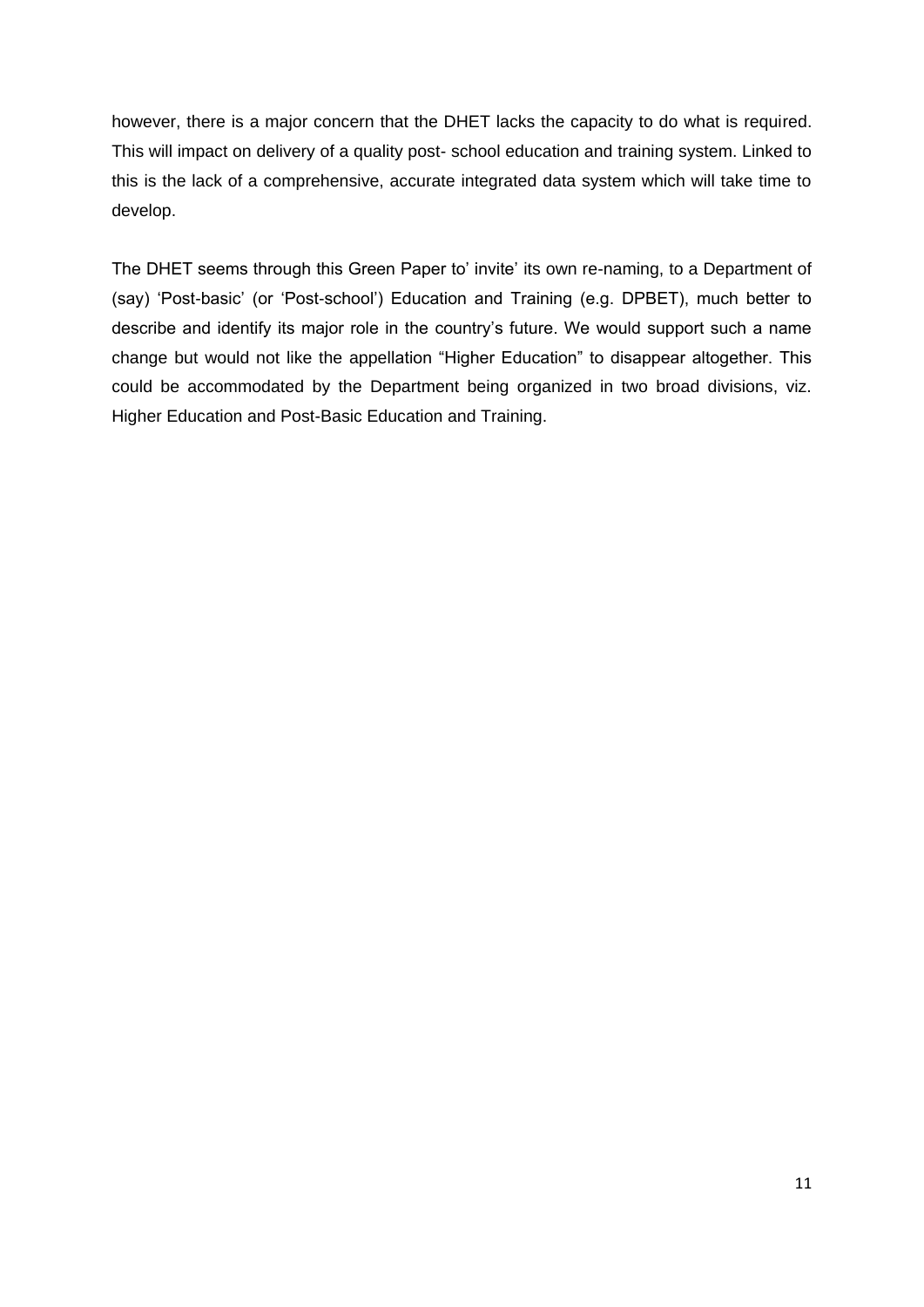however, there is a major concern that the DHET lacks the capacity to do what is required. This will impact on delivery of a quality post- school education and training system. Linked to this is the lack of a comprehensive, accurate integrated data system which will take time to develop.

The DHET seems through this Green Paper to' invite' its own re-naming, to a Department of (say) 'Post-basic' (or 'Post-school') Education and Training (e.g. DPBET), much better to describe and identify its major role in the country's future. We would support such a name change but would not like the appellation "Higher Education" to disappear altogether. This could be accommodated by the Department being organized in two broad divisions, viz. Higher Education and Post-Basic Education and Training.